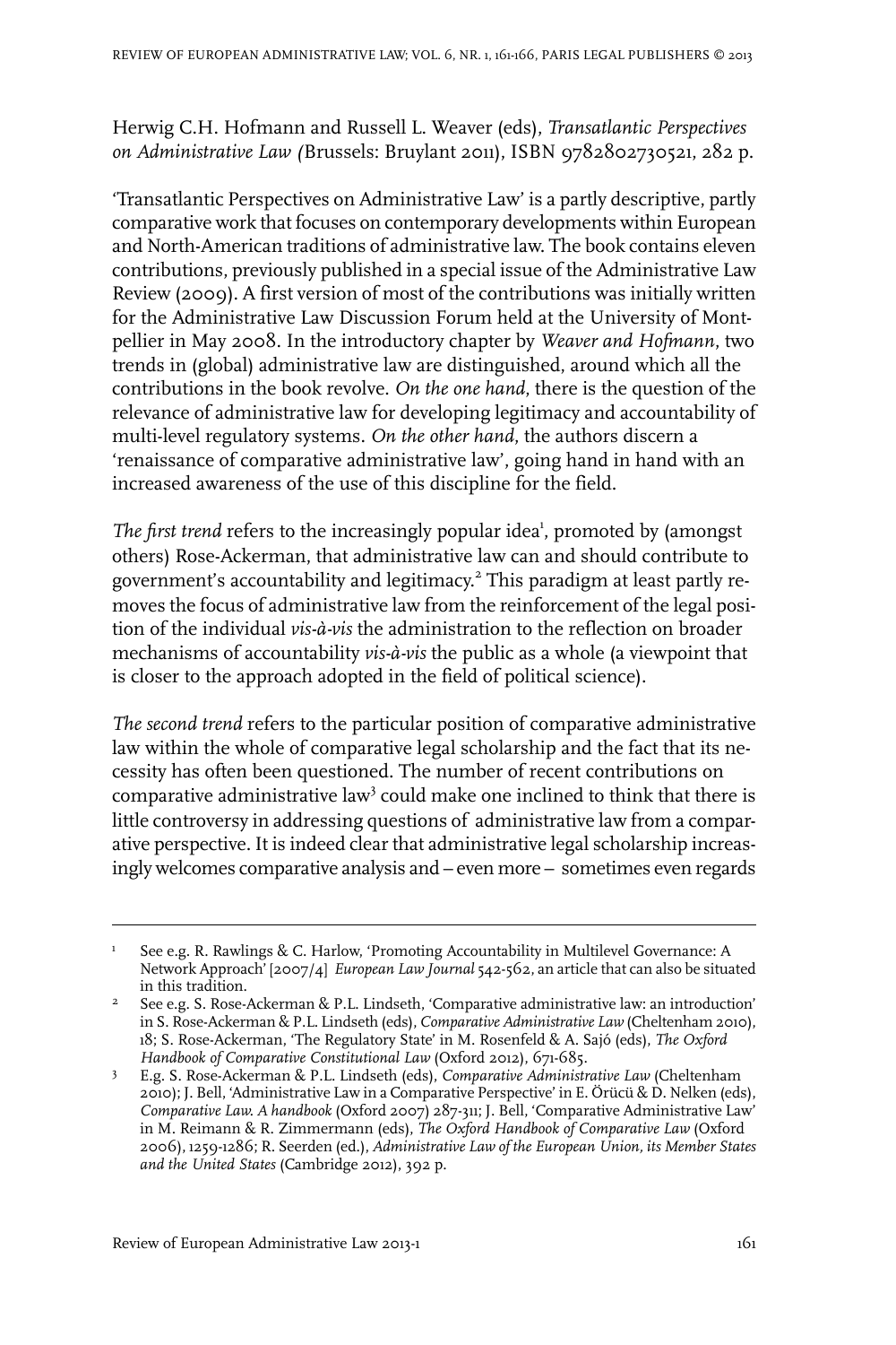Herwig C.H. Hofmann and Russell L. Weaver (eds), *Transatlantic Perspectives on Administrative Law (*Brussels: Bruylant 2011), ISBN 9782802730521, 282 p.

'Transatlantic Perspectives on Administrative Law' is a partly descriptive, partly comparative work that focuses on contemporary developments within European and North-American traditions of administrative law. The book contains eleven contributions, previously published in a special issue of the Administrative Law Review (2009). A first version of most of the contributions was initially written for the Administrative Law Discussion Forum held at the University of Montpellier in May 2008. In the introductory chapter by *Weaver and Hofmann*, two trends in (global) administrative law are distinguished, around which all the contributions in the book revolve. *On the one hand*, there is the question of the relevance of administrative law for developing legitimacy and accountability of multi-level regulatory systems. *On the other hand*, the authors discern a 'renaissance of comparative administrative law', going hand in hand with an increased awareness of the use of this discipline for the field.

*The first trend* refers to the increasingly popular idea[1], promoted by (amongst others) Rose-Ackerman, that administrative law can and should contribute to government's accountability and legitimacy.[2] This paradigm at least partly removes the focus of administrative law from the reinforcement of the legal position of the individual *vis-à-vis* the administration to the reflection on broader mechanisms of accountability *vis-à-vis* the public as a whole (a viewpoint that is closer to the approach adopted in the field of political science).

*The second trend* refers to the particular position of comparative administrative law within the whole of comparative legal scholarship and the fact that its necessity has often been questioned. The number of recent contributions on comparative administrative law[3] could make one inclined to think that there is little controversy in addressing questions of administrative law from a comparative perspective. It is indeed clear that administrative legal scholarship increasingly welcomes comparative analysis and – even more – sometimes even regards

---

1 See e.g. R. Rawlings & C. Harlow, 'Promoting Accountability in Multilevel Governance: A Network Approach' [2007/4] *European Law Journal* 542-562, an article that can also be situated in this tradition.

2 See e.g. S. Rose-Ackerman & P.L. Lindseth, 'Comparative administrative law: an introduction' in S. Rose-Ackerman & P.L. Lindseth (eds), *Comparative Administrative Law* (Cheltenham 2010), 18; S. Rose-Ackerman, 'The Regulatory State' in M. Rosenfeld & A. Sajó (eds), *The Oxford Handbook of Comparative Constitutional Law* (Oxford 2012), 671-685.

3 E.g. S. Rose-Ackerman & P.L. Lindseth (eds), *Comparative Administrative Law* (Cheltenham 2010); J. Bell, 'Administrative Law in a Comparative Perspective' in E. Örücü & D. Nelken (eds), *Comparative Law. A handbook* (Oxford 2007) 287-311; J. Bell, 'Comparative Administrative Law' in M. Reimann & R. Zimmermann (eds), *The Oxford Handbook of Comparative Law* (Oxford 2006), 1259-1286; R. Seerden (ed.), *Administrative Law of the European Union, its Member States and the United States* (Cambridge 2012), 392 p.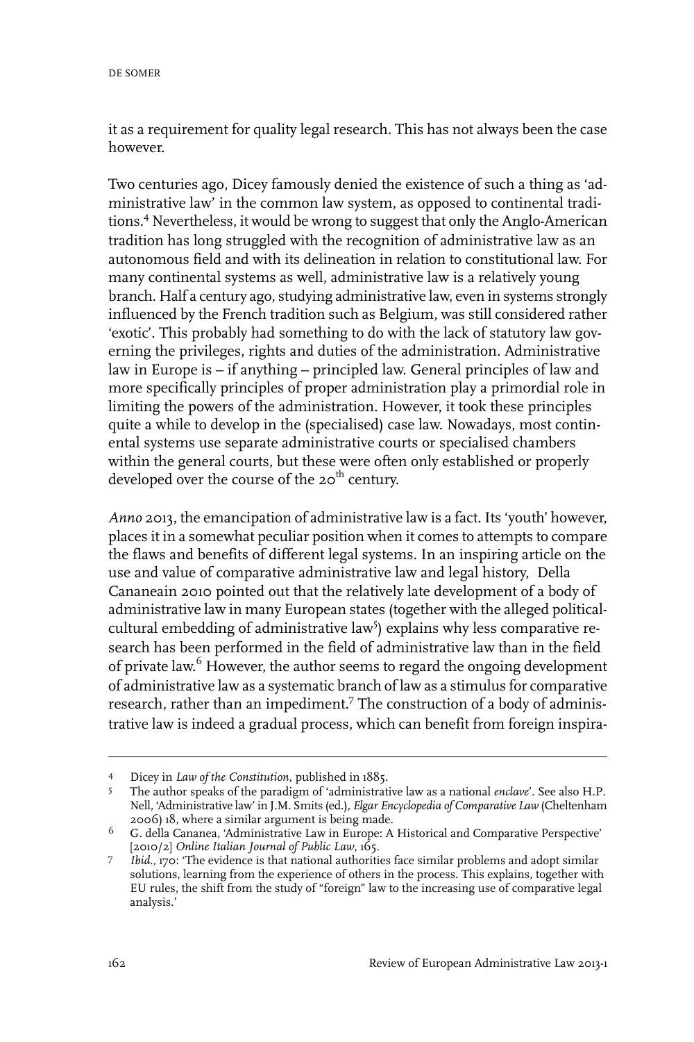it as a requirement for quality legal research. This has not always been the case however.

Two centuries ago, Dicey famously denied the existence of such a thing as 'administrative law' in the common law system, as opposed to continental traditions.[4] Nevertheless, it would be wrong to suggest that only the Anglo-American tradition has long struggled with the recognition of administrative law as an autonomous field and with its delineation in relation to constitutional law. For many continental systems as well, administrative law is a relatively young branch. Half a century ago, studying administrative law, even in systems strongly influenced by the French tradition such as Belgium, was still considered rather 'exotic'. This probably had something to do with the lack of statutory law governing the privileges, rights and duties of the administration. Administrative law in Europe is – if anything – principled law. General principles of law and more specifically principles of proper administration play a primordial role in limiting the powers of the administration. However, it took these principles quite a while to develop in the (specialised) case law. Nowadays, most continental systems use separate administrative courts or specialised chambers within the general courts, but these were often only established or properly developed over the course of the 20th century.

*Anno* 2013, the emancipation of administrative law is a fact. Its 'youth' however, places it in a somewhat peculiar position when it comes to attempts to compare the flaws and benefits of different legal systems. In an inspiring article on the use and value of comparative administrative law and legal history, Della Cananeain 2010 pointed out that the relatively late development of a body of administrative law in many European states (together with the alleged political-cultural embedding of administrative law[5]) explains why less comparative research has been performed in the field of administrative law than in the field of private law.[6] However, the author seems to regard the ongoing development of administrative law as a systematic branch of law as a stimulus for comparative research, rather than an impediment.[7] The construction of a body of administrative law is indeed a gradual process, which can benefit from foreign inspira-

---

4 Dicey in *Law of the Constitution*, published in 1885.

5 The author speaks of the paradigm of 'administrative law as a national *enclave*'. See also H.P. Nell, 'Administrative law' in J.M. Smits (ed.), *Elgar Encyclopedia of Comparative Law* (Cheltenham 2006) 18, where a similar argument is being made.

6 G. della Cananea, 'Administrative Law in Europe: A Historical and Comparative Perspective' [2010/2] *Online Italian Journal of Public Law*, 165.

7 *Ibid.*, 170: 'The evidence is that national authorities face similar problems and adopt similar solutions, learning from the experience of others in the process. This explains, together with EU rules, the shift from the study of "foreign" law to the increasing use of comparative legal analysis.'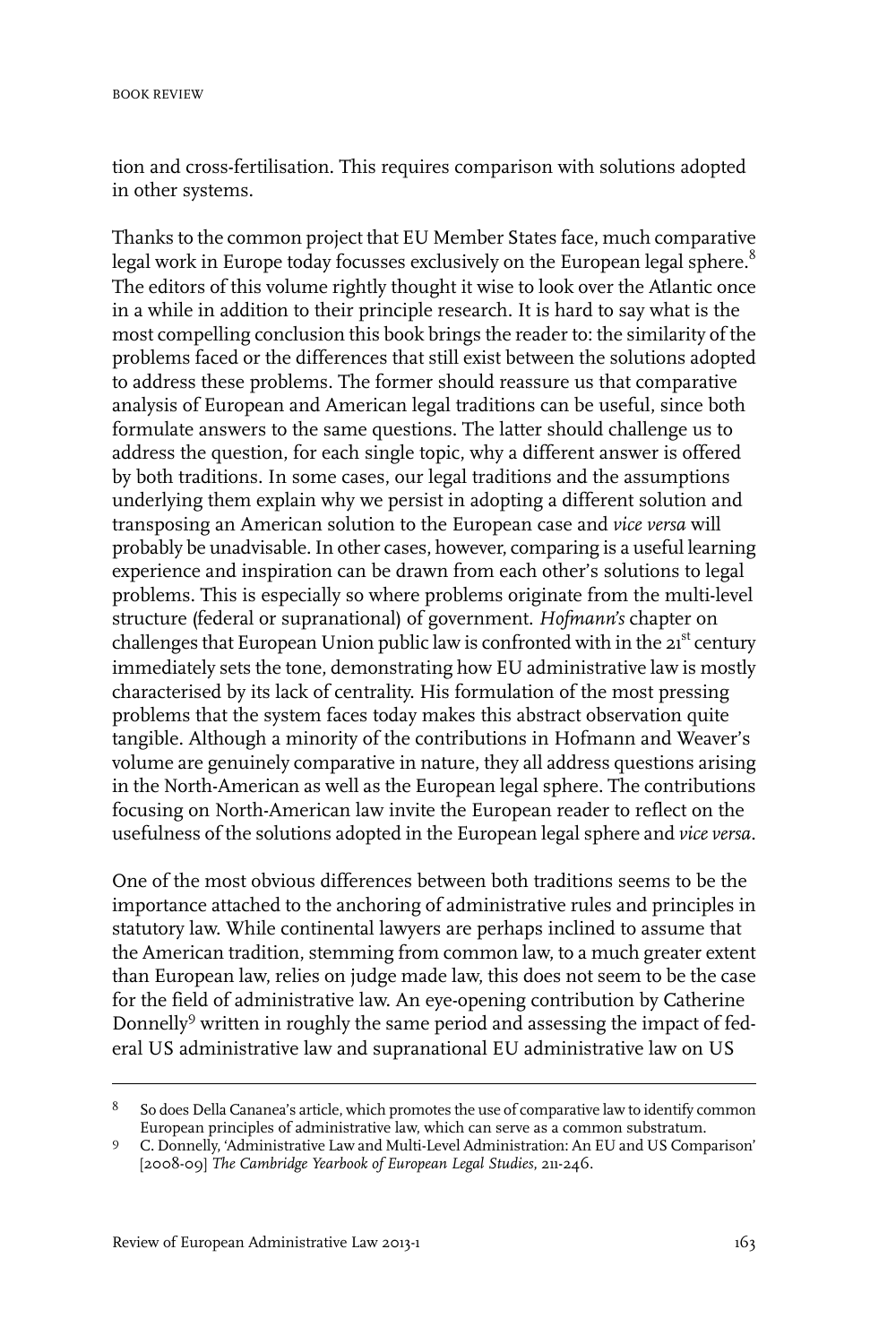tion and cross-fertilisation. This requires comparison with solutions adopted in other systems.

Thanks to the common project that EU Member States face, much comparative legal work in Europe today focusses exclusively on the European legal sphere.[8] The editors of this volume rightly thought it wise to look over the Atlantic once in a while in addition to their principle research. It is hard to say what is the most compelling conclusion this book brings the reader to: the similarity of the problems faced or the differences that still exist between the solutions adopted to address these problems. The former should reassure us that comparative analysis of European and American legal traditions can be useful, since both formulate answers to the same questions. The latter should challenge us to address the question, for each single topic, why a different answer is offered by both traditions. In some cases, our legal traditions and the assumptions underlying them explain why we persist in adopting a different solution and transposing an American solution to the European case and *vice versa* will probably be unadvisable. In other cases, however, comparing is a useful learning experience and inspiration can be drawn from each other's solutions to legal problems. This is especially so where problems originate from the multi-level structure (federal or supranational) of government. *Hofmann's* chapter on challenges that European Union public law is confronted with in the 21[st] century immediately sets the tone, demonstrating how EU administrative law is mostly characterised by its lack of centrality. His formulation of the most pressing problems that the system faces today makes this abstract observation quite tangible. Although a minority of the contributions in Hofmann and Weaver's volume are genuinely comparative in nature, they all address questions arising in the North-American as well as the European legal sphere. The contributions focusing on North-American law invite the European reader to reflect on the usefulness of the solutions adopted in the European legal sphere and *vice versa*.

One of the most obvious differences between both traditions seems to be the importance attached to the anchoring of administrative rules and principles in statutory law. While continental lawyers are perhaps inclined to assume that the American tradition, stemming from common law, to a much greater extent than European law, relies on judge made law, this does not seem to be the case for the field of administrative law. An eye-opening contribution by Catherine Donnelly[9] written in roughly the same period and assessing the impact of federal US administrative law and supranational EU administrative law on US

---

[8] So does Della Cananea's article, which promotes the use of comparative law to identify common European principles of administrative law, which can serve as a common substratum.

[9] C. Donnelly, 'Administrative Law and Multi-Level Administration: An EU and US Comparison' [2008-09] *The Cambridge Yearbook of European Legal Studies*, 211-246.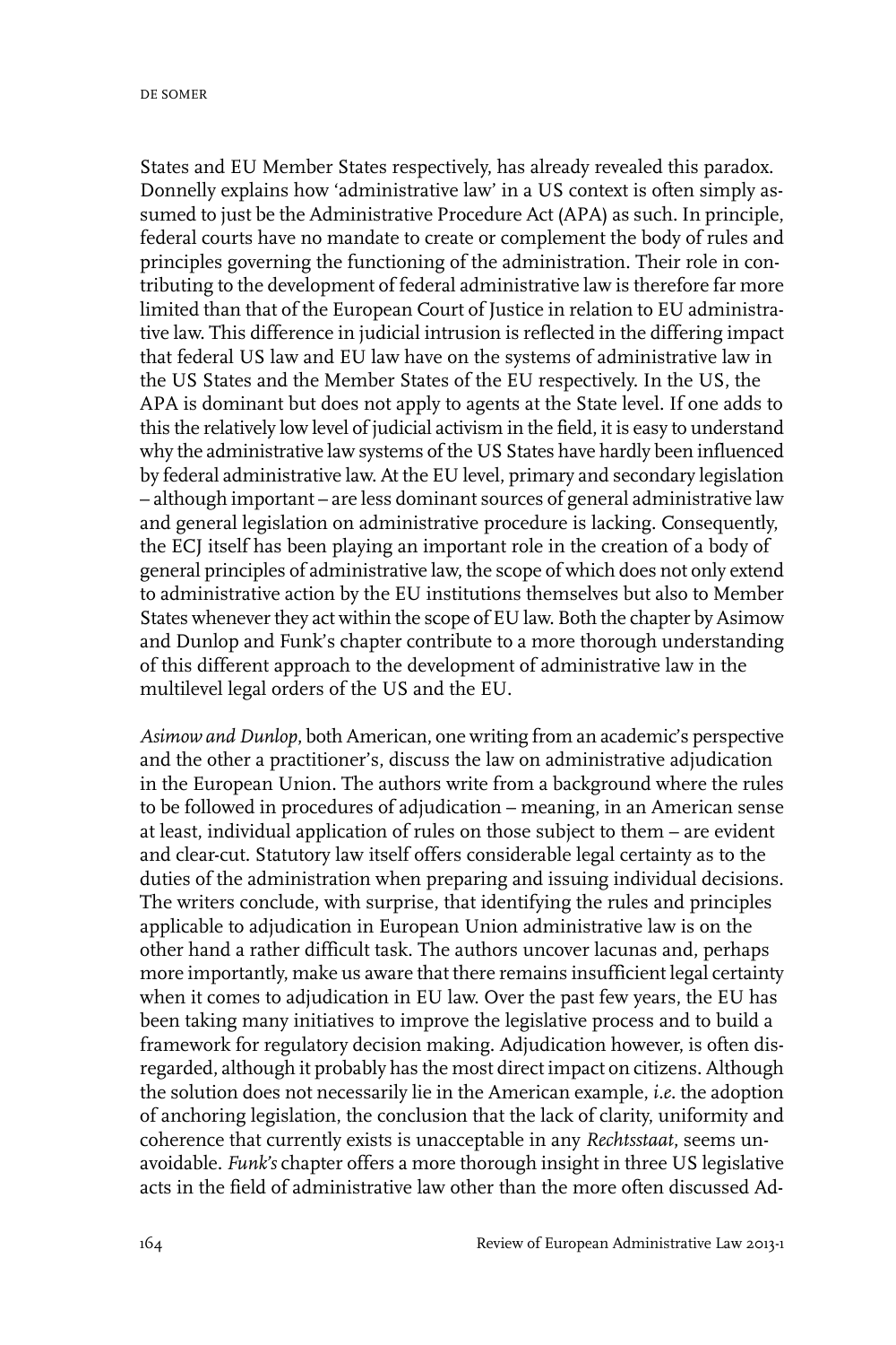States and EU Member States respectively, has already revealed this paradox. Donnelly explains how 'administrative law' in a US context is often simply assumed to just be the Administrative Procedure Act (APA) as such. In principle, federal courts have no mandate to create or complement the body of rules and principles governing the functioning of the administration. Their role in contributing to the development of federal administrative law is therefore far more limited than that of the European Court of Justice in relation to EU administrative law. This difference in judicial intrusion is reflected in the differing impact that federal US law and EU law have on the systems of administrative law in the US States and the Member States of the EU respectively. In the US, the APA is dominant but does not apply to agents at the State level. If one adds to this the relatively low level of judicial activism in the field, it is easy to understand why the administrative law systems of the US States have hardly been influenced by federal administrative law. At the EU level, primary and secondary legislation – although important – are less dominant sources of general administrative law and general legislation on administrative procedure is lacking. Consequently, the ECJ itself has been playing an important role in the creation of a body of general principles of administrative law, the scope of which does not only extend to administrative action by the EU institutions themselves but also to Member States whenever they act within the scope of EU law. Both the chapter by Asimow and Dunlop and Funk's chapter contribute to a more thorough understanding of this different approach to the development of administrative law in the multilevel legal orders of the US and the EU.

*Asimow and Dunlop*, both American, one writing from an academic's perspective and the other a practitioner's, discuss the law on administrative adjudication in the European Union. The authors write from a background where the rules to be followed in procedures of adjudication – meaning, in an American sense at least, individual application of rules on those subject to them – are evident and clear-cut. Statutory law itself offers considerable legal certainty as to the duties of the administration when preparing and issuing individual decisions. The writers conclude, with surprise, that identifying the rules and principles applicable to adjudication in European Union administrative law is on the other hand a rather difficult task. The authors uncover lacunas and, perhaps more importantly, make us aware that there remains insufficient legal certainty when it comes to adjudication in EU law. Over the past few years, the EU has been taking many initiatives to improve the legislative process and to build a framework for regulatory decision making. Adjudication however, is often disregarded, although it probably has the most direct impact on citizens. Although the solution does not necessarily lie in the American example, *i.e.* the adoption of anchoring legislation, the conclusion that the lack of clarity, uniformity and coherence that currently exists is unacceptable in any *Rechtsstaat*, seems unavoidable. *Funk's* chapter offers a more thorough insight in three US legislative acts in the field of administrative law other than the more often discussed Ad-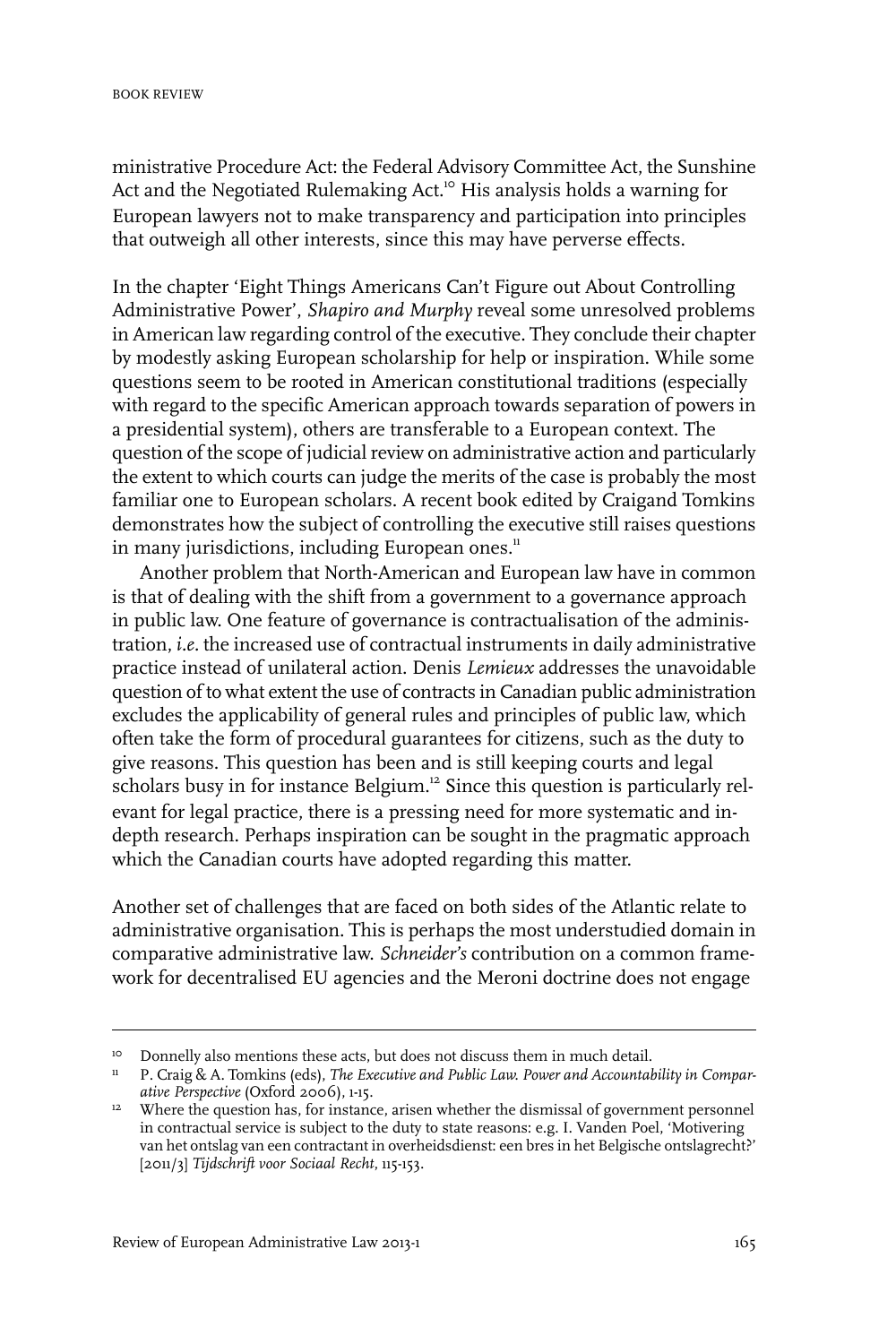ministrative Procedure Act: the Federal Advisory Committee Act, the Sunshine Act and the Negotiated Rulemaking Act.[10] His analysis holds a warning for European lawyers not to make transparency and participation into principles that outweigh all other interests, since this may have perverse effects.

In the chapter 'Eight Things Americans Can't Figure out About Controlling Administrative Power', *Shapiro and Murphy* reveal some unresolved problems in American law regarding control of the executive. They conclude their chapter by modestly asking European scholarship for help or inspiration. While some questions seem to be rooted in American constitutional traditions (especially with regard to the specific American approach towards separation of powers in a presidential system), others are transferable to a European context. The question of the scope of judicial review on administrative action and particularly the extent to which courts can judge the merits of the case is probably the most familiar one to European scholars. A recent book edited by Craigand Tomkins demonstrates how the subject of controlling the executive still raises questions in many jurisdictions, including European ones.[11]

Another problem that North-American and European law have in common is that of dealing with the shift from a government to a governance approach in public law. One feature of governance is contractualisation of the administration, *i.e.* the increased use of contractual instruments in daily administrative practice instead of unilateral action. Denis *Lemieux* addresses the unavoidable question of to what extent the use of contracts in Canadian public administration excludes the applicability of general rules and principles of public law, which often take the form of procedural guarantees for citizens, such as the duty to give reasons. This question has been and is still keeping courts and legal scholars busy in for instance Belgium.[12] Since this question is particularly relevant for legal practice, there is a pressing need for more systematic and in-depth research. Perhaps inspiration can be sought in the pragmatic approach which the Canadian courts have adopted regarding this matter.

Another set of challenges that are faced on both sides of the Atlantic relate to administrative organisation. This is perhaps the most understudied domain in comparative administrative law. *Schneider's* contribution on a common framework for decentralised EU agencies and the Meroni doctrine does not engage

---

[10] Donnelly also mentions these acts, but does not discuss them in much detail.

[11] P. Craig & A. Tomkins (eds), *The Executive and Public Law. Power and Accountability in Comparative Perspective* (Oxford 2006), 1-15.

[12] Where the question has, for instance, arisen whether the dismissal of government personnel in contractual service is subject to the duty to state reasons: e.g. I. Vanden Poel, 'Motivering van het ontslag van een contractant in overheidsdienst: een bres in het Belgische ontslagrecht?' [2011/3] *Tijdschrift voor Sociaal Recht*, 115-153.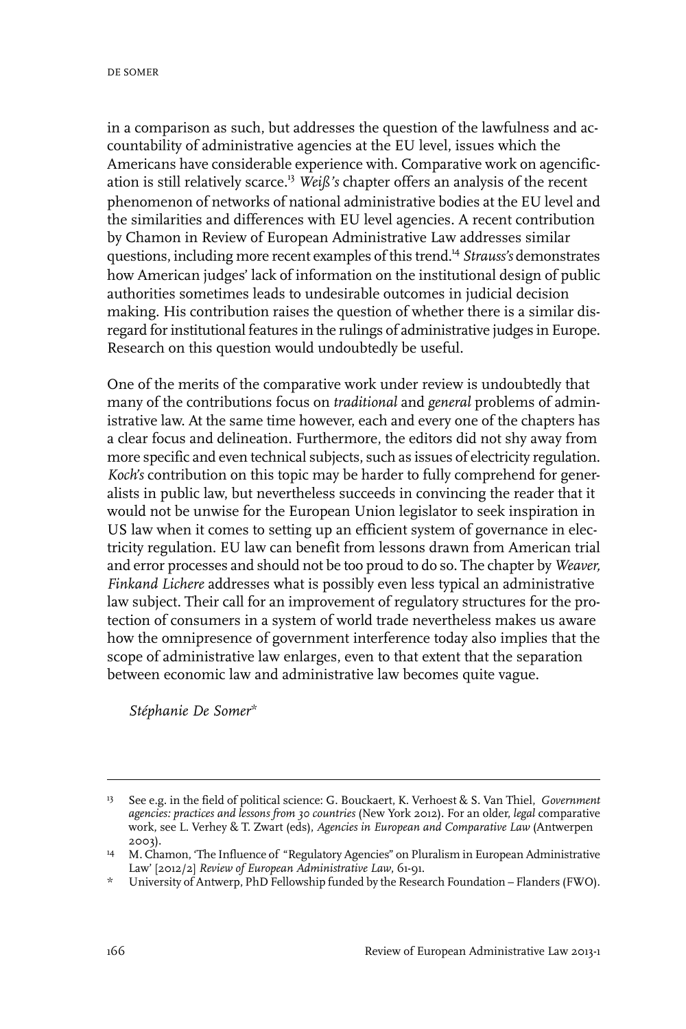in a comparison as such, but addresses the question of the lawfulness and accountability of administrative agencies at the EU level, issues which the Americans have considerable experience with. Comparative work on agencification is still relatively scarce.[13] *Weiß's* chapter offers an analysis of the recent phenomenon of networks of national administrative bodies at the EU level and the similarities and differences with EU level agencies. A recent contribution by Chamon in Review of European Administrative Law addresses similar questions, including more recent examples of this trend.[14] *Strauss's* demonstrates how American judges' lack of information on the institutional design of public authorities sometimes leads to undesirable outcomes in judicial decision making. His contribution raises the question of whether there is a similar disregard for institutional features in the rulings of administrative judges in Europe. Research on this question would undoubtedly be useful.

One of the merits of the comparative work under review is undoubtedly that many of the contributions focus on *traditional* and *general* problems of administrative law. At the same time however, each and every one of the chapters has a clear focus and delineation. Furthermore, the editors did not shy away from more specific and even technical subjects, such as issues of electricity regulation. *Koch's* contribution on this topic may be harder to fully comprehend for generalists in public law, but nevertheless succeeds in convincing the reader that it would not be unwise for the European Union legislator to seek inspiration in US law when it comes to setting up an efficient system of governance in electricity regulation. EU law can benefit from lessons drawn from American trial and error processes and should not be too proud to do so. The chapter by *Weaver, Finkand Lichere* addresses what is possibly even less typical an administrative law subject. Their call for an improvement of regulatory structures for the protection of consumers in a system of world trade nevertheless makes us aware how the omnipresence of government interference today also implies that the scope of administrative law enlarges, even to that extent that the separation between economic law and administrative law becomes quite vague.

*Stéphanie De Somer**

---

13 See e.g. in the field of political science: G. Bouckaert, K. Verhoest & S. Van Thiel, *Government agencies: practices and lessons from 30 countries* (New York 2012). For an older, *legal* comparative work, see L. Verhey & T. Zwart (eds), *Agencies in European and Comparative Law* (Antwerpen 2003).

14 M. Chamon, 'The Influence of "Regulatory Agencies" on Pluralism in European Administrative Law' [2012/2] *Review of European Administrative Law*, 61-91.

\* University of Antwerp, PhD Fellowship funded by the Research Foundation – Flanders (FWO).